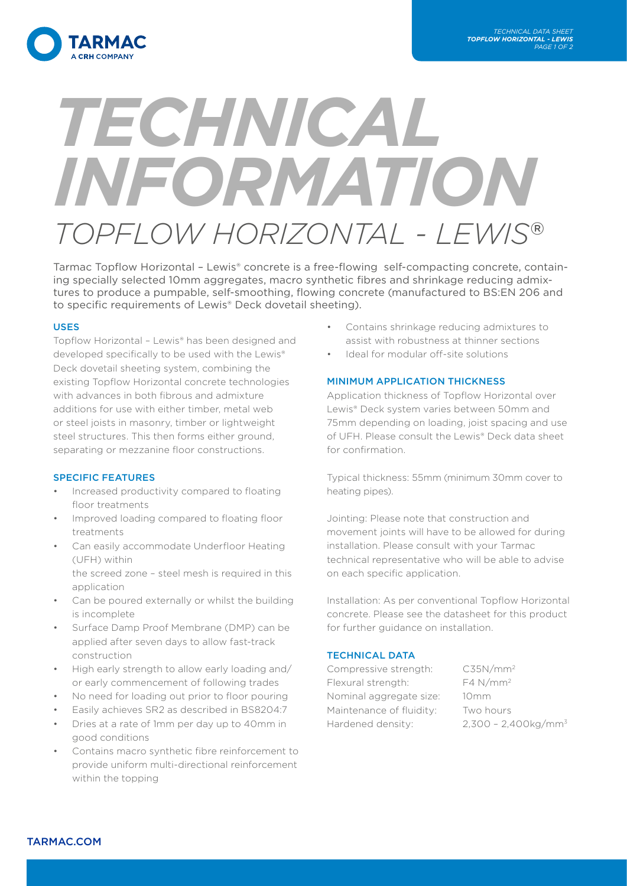# TECHNICAL INFORMATION

## TOPFLOW HORIZONTAL - LEWIS®

Tarmac Topflow Horizontal – Lewis® concrete is a free-flowing self-compacting concrete, containing specially selected 10mm aggregates, macro synthetic fibres and shrinkage reducing admixtures to produce a pumpable, self-smoothing, flowing concrete (manufactured to BS:EN 206 and to specific requirements of Lewis® Deck dovetail sheeting).

### USES

Topflow Horizontal – Lewis® has been designed and developed specifically to be used with the Lewis® Deck dovetail sheeting system, combining the existing Topflow Horizontal concrete technologies with advances in both fibrous and admixture additions for use with either timber, metal web or steel joists in masonry, timber or lightweight steel structures. This then forms either ground, separating or mezzanine floor constructions.

### SPECIFIC FEATURES

- Increased productivity compared to floating floor treatments
- Improved loading compared to floating floor treatments
- Can easily accommodate Underfloor Heating (UFH) within the screed zone – steel mesh is required in this application
- Can be poured externally or whilst the building is incomplete
- Surface Damp Proof Membrane (DMP) can be applied after seven days to allow fast-track construction
- High early strength to allow early loading and/or early commencement of following trades
- No need for loading out prior to floor pouring
- Easily achieves SR2 as described in BS8204:7
- Dries at a rate of 1mm per day up to 40mm in good conditions
- Contains macro synthetic fibre reinforcement to provide uniform multi-directional reinforcement within the topping
- Contains shrinkage reducing admixtures to assist with robustness at thinner sections
- Ideal for modular off-site solutions

### MINIMUM APPLICATION THICKNESS

Application thickness of Topflow Horizontal over Lewis® Deck system varies between 50mm and 75mm depending on loading, joist spacing and use of UFH. Please consult the Lewis® Deck data sheet for confirmation.

Typical thickness: 55mm (minimum 30mm cover to heating pipes).

Jointing: Please note that construction and movement joints will have to be allowed for during installation. Please consult with your Tarmac technical representative who will be able to advise on each specific application.

Installation: As per conventional Topflow Horizontal concrete. Please see the datasheet for this product for further guidance on installation.

### TECHNICAL DATA

| | |
|---|---|
| Compressive strength: | C35N/mm$^2$ |
| Flexural strength: | F4 N/mm$^2$ |
| Nominal aggregate size: | 10mm |
| Maintenance of fluidity: | Two hours |
| Hardened density: | 2,300 – 2,400kg/mm$^3$ |

TARMAC.COM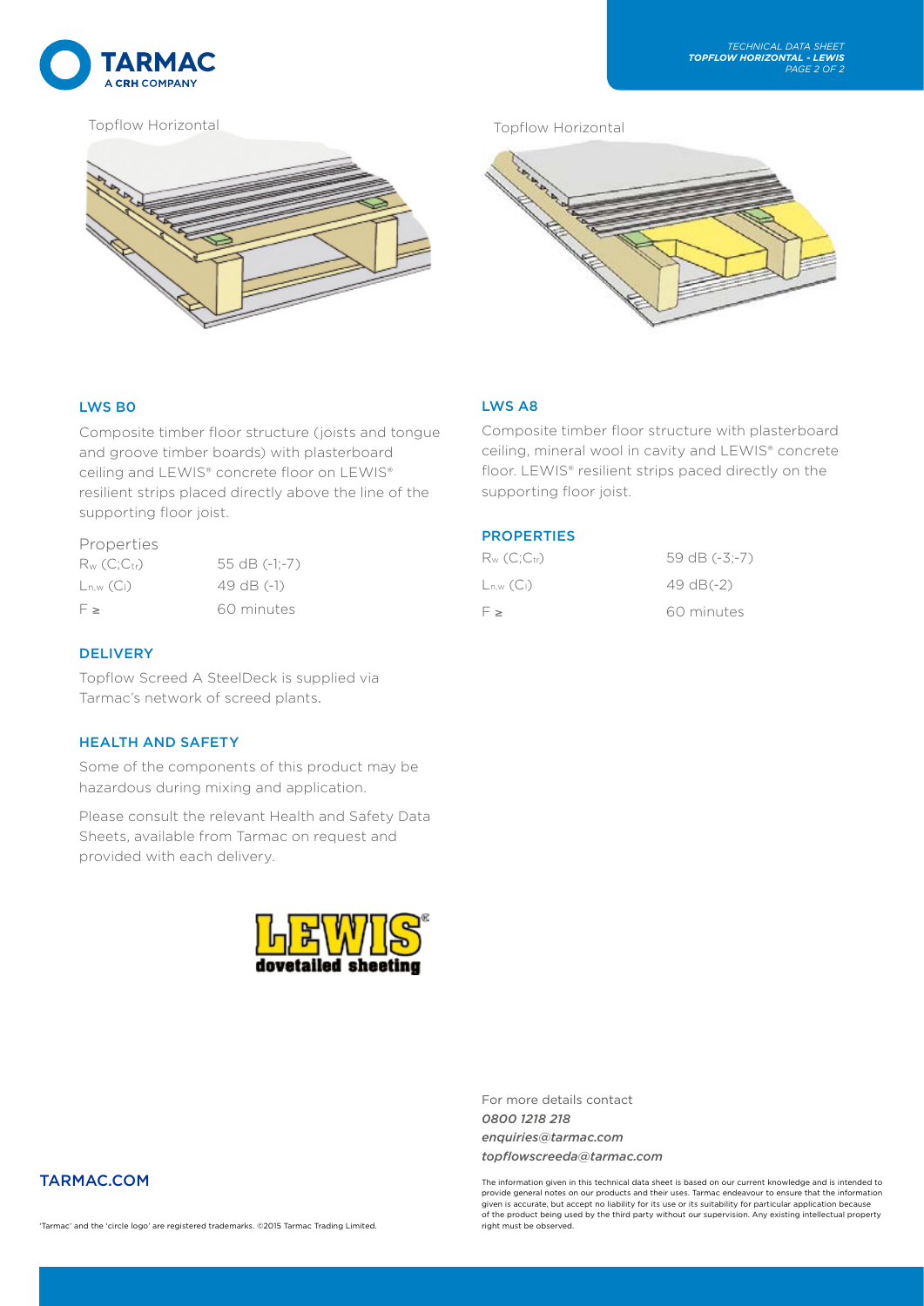Topflow Horizontal

Topflow Horizontal

### LWS B0

Composite timber floor structure (joists and tongue and groove timber boards) with plasterboard ceiling and LEWIS® concrete floor on LEWIS® resilient strips placed directly above the line of the supporting floor joist.

Properties

| | |
|---|---|
| $R_w$ $(C;C_{tr})$ | 55 dB (-1;-7) |
| $L_{n,w}$ $(C_I)$ | 49 dB (-1) |
| F ≥ | 60 minutes |

### LWS A8

Composite timber floor structure with plasterboard ceiling, mineral wool in cavity and LEWIS® concrete floor. LEWIS® resilient strips paced directly on the supporting floor joist.

### PROPERTIES

| | |
|---|---|
| $R_w$ $(C;C_{tr})$ | 59 dB (-3;-7) |
| $L_{n,w}$ $(C_I)$ | 49 dB(-2) |
| F ≥ | 60 minutes |

### DELIVERY

Topflow Screed A SteelDeck is supplied via Tarmac's network of screed plants.

### HEALTH AND SAFETY

Some of the components of this product may be hazardous during mixing and application.

Please consult the relevant Health and Safety Data Sheets, available from Tarmac on request and provided with each delivery.

LEWIS® dovetailed sheeting

For more details contact
*0800 1218 218*
*enquiries@tarmac.com*
*topflowscreeda@tarmac.com*

TARMAC.COM

The information given in this technical data sheet is based on our current knowledge and is intended to provide general notes on our products and their uses. Tarmac endeavour to ensure that the information given is accurate, but accept no liability for its use or its suitability for particular application because of the product being used by the third party without our supervision. Any existing intellectual property right must be observed.

'Tarmac' and the 'circle logo' are registered trademarks. ©2015 Tarmac Trading Limited.